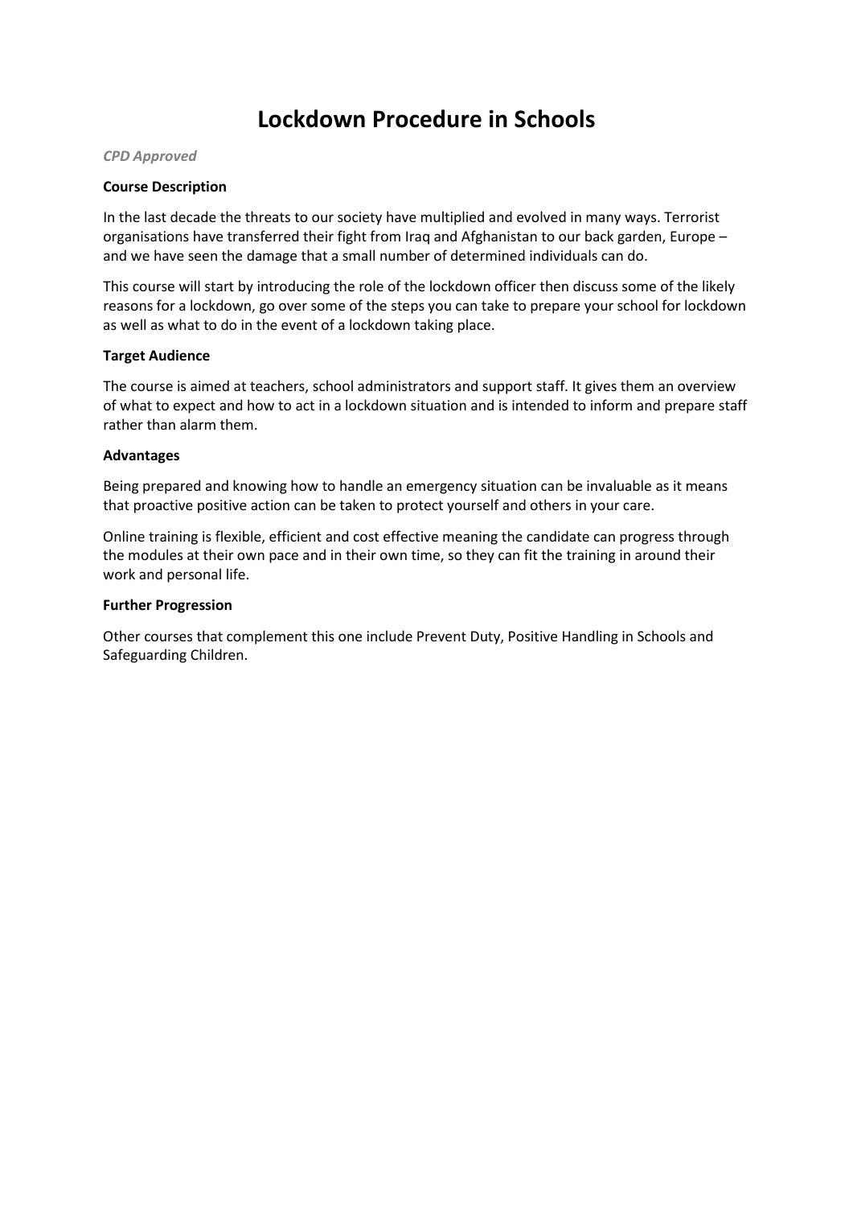# Lockdown Procedure in Schools

*CPD Approved*

**Course Description**

In the last decade the threats to our society have multiplied and evolved in many ways. Terrorist organisations have transferred their fight from Iraq and Afghanistan to our back garden, Europe – and we have seen the damage that a small number of determined individuals can do.

This course will start by introducing the role of the lockdown officer then discuss some of the likely reasons for a lockdown, go over some of the steps you can take to prepare your school for lockdown as well as what to do in the event of a lockdown taking place.

**Target Audience**

The course is aimed at teachers, school administrators and support staff. It gives them an overview of what to expect and how to act in a lockdown situation and is intended to inform and prepare staff rather than alarm them.

**Advantages**

Being prepared and knowing how to handle an emergency situation can be invaluable as it means that proactive positive action can be taken to protect yourself and others in your care.

Online training is flexible, efficient and cost effective meaning the candidate can progress through the modules at their own pace and in their own time, so they can fit the training in around their work and personal life.

**Further Progression**

Other courses that complement this one include Prevent Duty, Positive Handling in Schools and Safeguarding Children.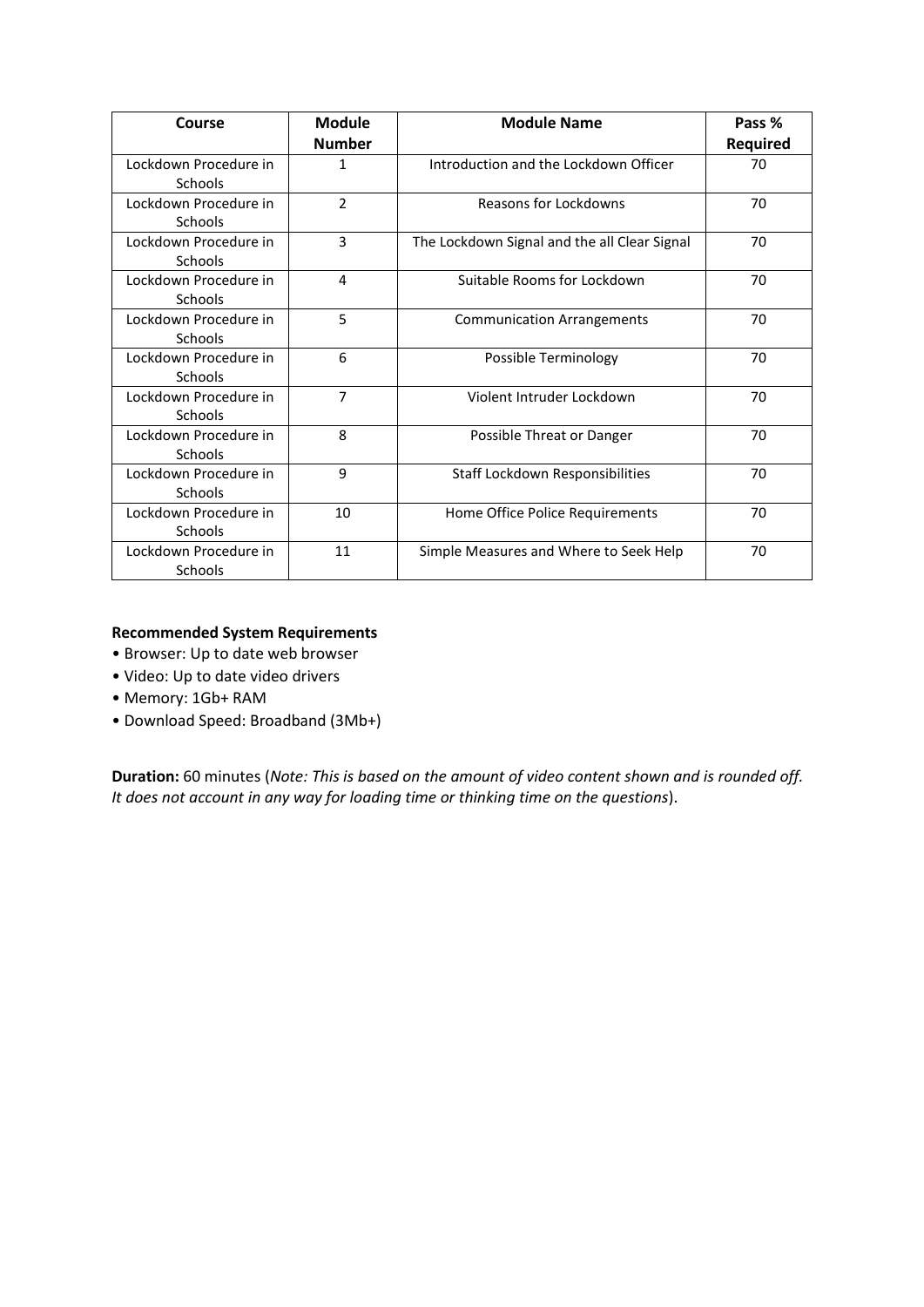| Course | Module Number | Module Name | Pass % Required |
|---|---|---|---|
| Lockdown Procedure in Schools | 1 | Introduction and the Lockdown Officer | 70 |
| Lockdown Procedure in Schools | 2 | Reasons for Lockdowns | 70 |
| Lockdown Procedure in Schools | 3 | The Lockdown Signal and the all Clear Signal | 70 |
| Lockdown Procedure in Schools | 4 | Suitable Rooms for Lockdown | 70 |
| Lockdown Procedure in Schools | 5 | Communication Arrangements | 70 |
| Lockdown Procedure in Schools | 6 | Possible Terminology | 70 |
| Lockdown Procedure in Schools | 7 | Violent Intruder Lockdown | 70 |
| Lockdown Procedure in Schools | 8 | Possible Threat or Danger | 70 |
| Lockdown Procedure in Schools | 9 | Staff Lockdown Responsibilities | 70 |
| Lockdown Procedure in Schools | 10 | Home Office Police Requirements | 70 |
| Lockdown Procedure in Schools | 11 | Simple Measures and Where to Seek Help | 70 |

**Recommended System Requirements**

- Browser: Up to date web browser
- Video: Up to date video drivers
- Memory: 1Gb+ RAM
- Download Speed: Broadband (3Mb+)

**Duration:** 60 minutes (*Note: This is based on the amount of video content shown and is rounded off. It does not account in any way for loading time or thinking time on the questions*).